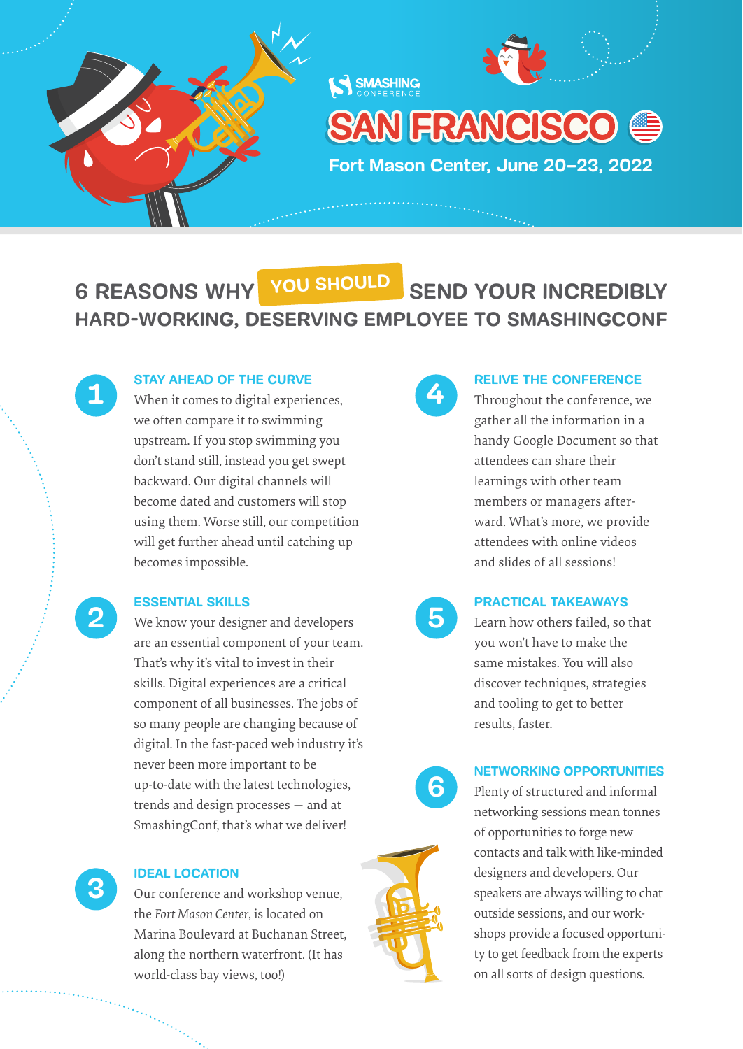SMASHING CONFERENCE

# SAN FRANCISCO

Fort Mason Center, June 20–23, 2022

## 6 REASONS WHY YOU SHOULD SEND YOUR INCREDIBLY HARD-WORKING, DESERVING EMPLOYEE TO SMASHINGCONF

### 1 STAY AHEAD OF THE CURVE

When it comes to digital experiences, we often compare it to swimming upstream. If you stop swimming you don't stand still, instead you get swept backward. Our digital channels will become dated and customers will stop using them. Worse still, our competition will get further ahead until catching up becomes impossible.

### 2 ESSENTIAL SKILLS

We know your designer and developers are an essential component of your team. That's why it's vital to invest in their skills. Digital experiences are a critical component of all businesses. The jobs of so many people are changing because of digital. In the fast-paced web industry it's never been more important to be up-to-date with the latest technologies, trends and design processes — and at SmashingConf, that's what we deliver!

### 3 IDEAL LOCATION

Our conference and workshop venue, the *Fort Mason Center*, is located on Marina Boulevard at Buchanan Street, along the northern waterfront. (It has world-class bay views, too!)

### 4 RELIVE THE CONFERENCE

Throughout the conference, we gather all the information in a handy Google Document so that attendees can share their learnings with other team members or managers afterward. What's more, we provide attendees with online videos and slides of all sessions!

### 5 PRACTICAL TAKEAWAYS

Learn how others failed, so that you won't have to make the same mistakes. You will also discover techniques, strategies and tooling to get to better results, faster.

### 6 NETWORKING OPPORTUNITIES

Plenty of structured and informal networking sessions mean tonnes of opportunities to forge new contacts and talk with like-minded designers and developers. Our speakers are always willing to chat outside sessions, and our workshops provide a focused opportunity to get feedback from the experts on all sorts of design questions.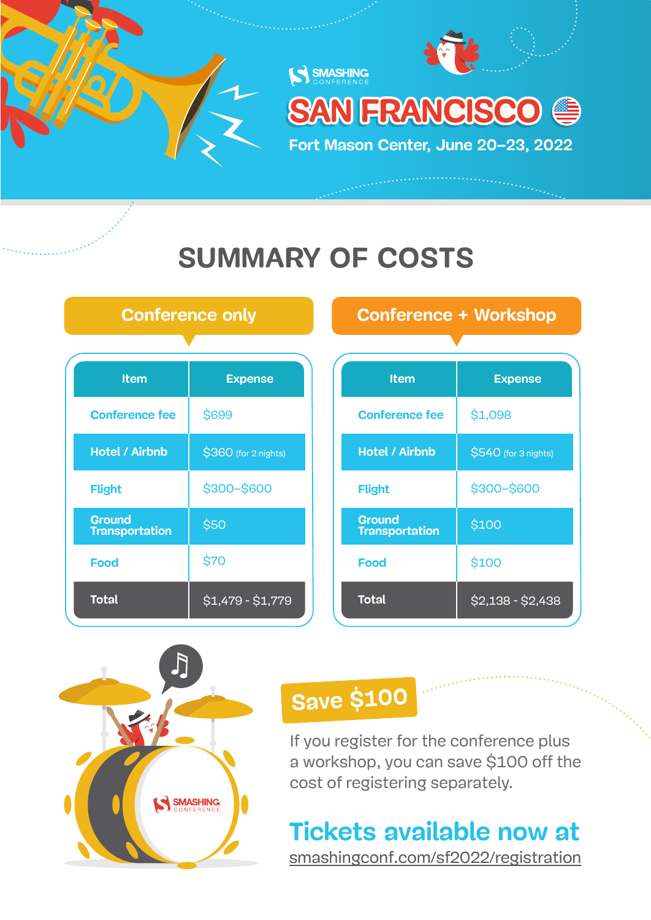SMASHING CONFERENCE

# SAN FRANCISCO

Fort Mason Center, June 20–23, 2022

## SUMMARY OF COSTS

### Conference only

| Item | Expense |
|---|---|
| Conference fee | $699 |
| Hotel / Airbnb | $360 (for 2 nights) |
| Flight | $300–$600 |
| Ground Transportation | $50 |
| Food | $70 |
| **Total** | $1,479 - $1,779 |

### Conference + Workshop

| Item | Expense |
|---|---|
| Conference fee | $1,098 |
| Hotel / Airbnb | $540 (for 3 nights) |
| Flight | $300–$600 |
| Ground Transportation | $100 |
| Food | $100 |
| **Total** | $2,138 - $2,438 |

### Save $100

If you register for the conference plus a workshop, you can save $100 off the cost of registering separately.

**Tickets available now at**
smashingconf.com/sf2022/registration